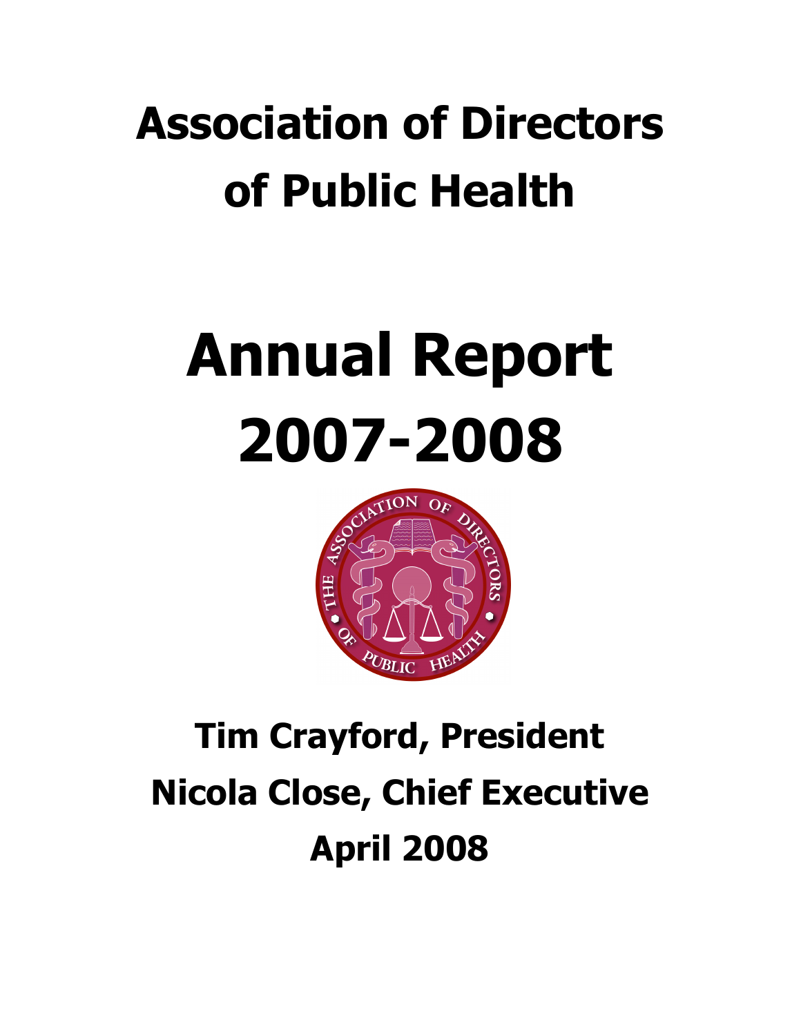# Association of Directors of Public Health

# Annual Report 2007-2008

**Tim Crayford, President**

**Nicola Close, Chief Executive**

**April 2008**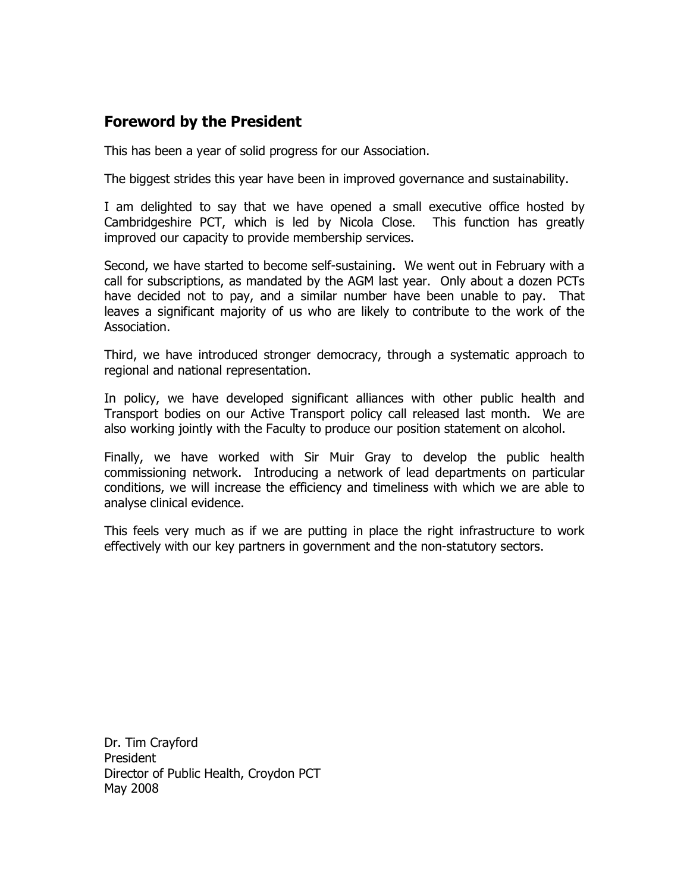## Foreword by the President

This has been a year of solid progress for our Association.

The biggest strides this year have been in improved governance and sustainability.

I am delighted to say that we have opened a small executive office hosted by Cambridgeshire PCT, which is led by Nicola Close. This function has greatly improved our capacity to provide membership services.

Second, we have started to become self-sustaining. We went out in February with a call for subscriptions, as mandated by the AGM last year. Only about a dozen PCTs have decided not to pay, and a similar number have been unable to pay. That leaves a significant majority of us who are likely to contribute to the work of the Association.

Third, we have introduced stronger democracy, through a systematic approach to regional and national representation.

In policy, we have developed significant alliances with other public health and Transport bodies on our Active Transport policy call released last month. We are also working jointly with the Faculty to produce our position statement on alcohol.

Finally, we have worked with Sir Muir Gray to develop the public health commissioning network. Introducing a network of lead departments on particular conditions, we will increase the efficiency and timeliness with which we are able to analyse clinical evidence.

This feels very much as if we are putting in place the right infrastructure to work effectively with our key partners in government and the non-statutory sectors.

Dr. Tim Crayford
President
Director of Public Health, Croydon PCT
May 2008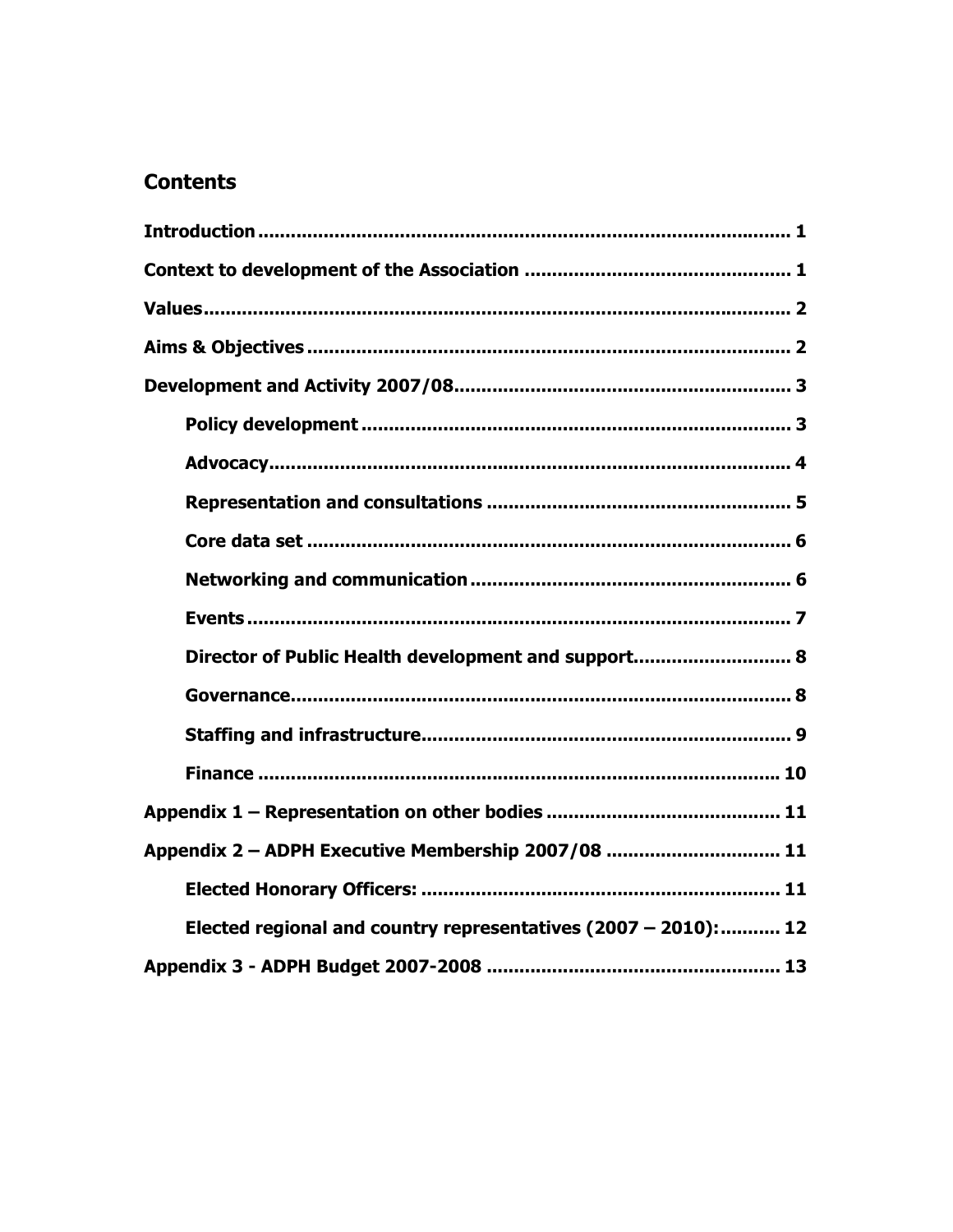## Contents

Introduction .................................................................................... 1

Context to development of the Association ................................................ 1

Values.......................................................................................... 2

Aims & Objectives ............................................................................ 2

Development and Activity 2007/08............................................................ 3

- Policy development ........................................................................ 3
- Advocacy.................................................................................... 4
- Representation and consultations ....................................................... 5
- Core data set ............................................................................... 6
- Networking and communication.......................................................... 6
- Events ....................................................................................... 7
- Director of Public Health development and support............................ 8
- Governance.................................................................................. 8
- Staffing and infrastructure................................................................ 9
- Finance ...................................................................................... 10

Appendix 1 – Representation on other bodies ......................................... 11

Appendix 2 – ADPH Executive Membership 2007/08 ............................... 11

- Elected Honorary Officers: ................................................................ 11
- Elected regional and country representatives (2007 – 2010):........... 12

Appendix 3 - ADPH Budget 2007-2008 .................................................... 13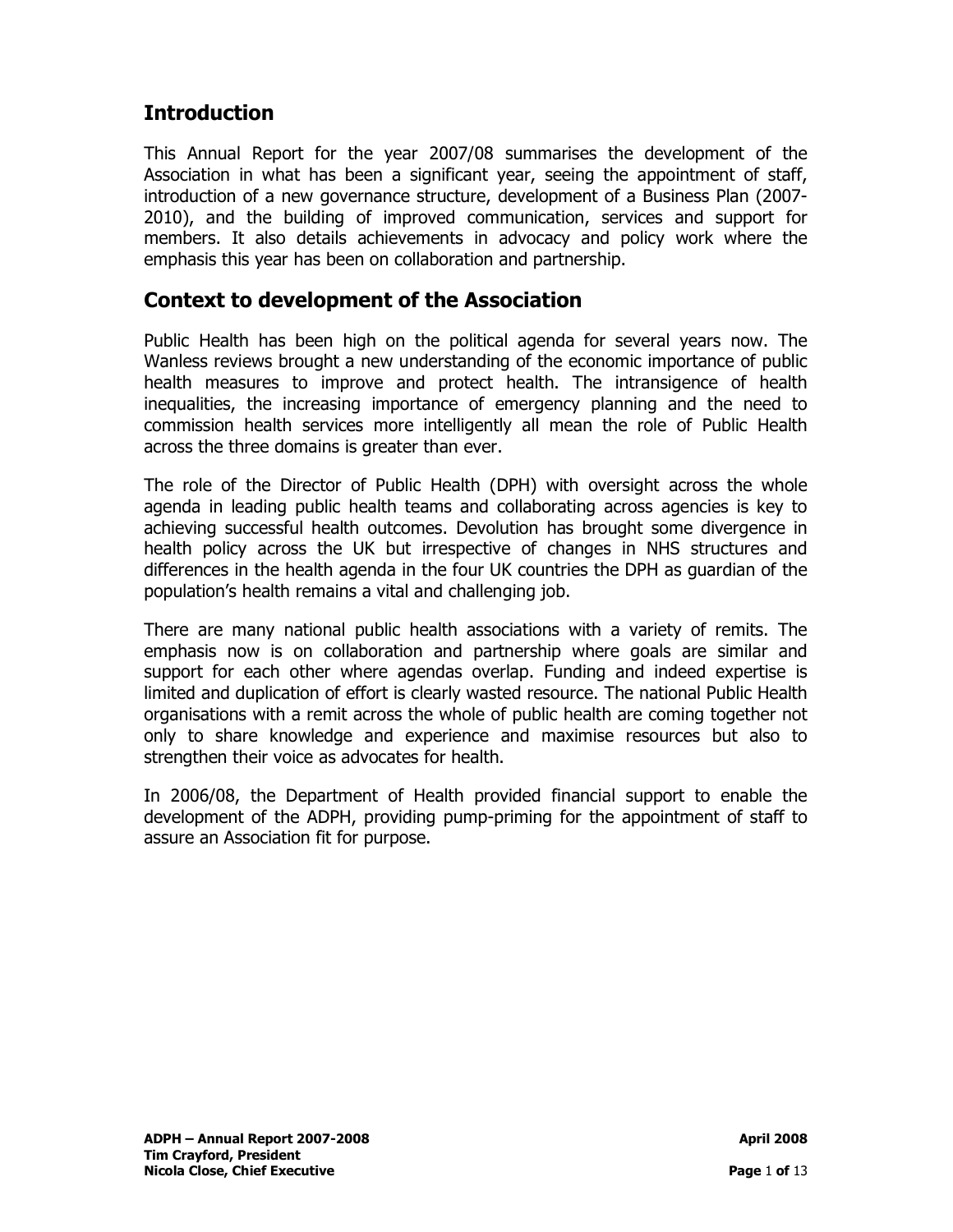## Introduction

This Annual Report for the year 2007/08 summarises the development of the Association in what has been a significant year, seeing the appointment of staff, introduction of a new governance structure, development of a Business Plan (2007-2010), and the building of improved communication, services and support for members. It also details achievements in advocacy and policy work where the emphasis this year has been on collaboration and partnership.

## Context to development of the Association

Public Health has been high on the political agenda for several years now. The Wanless reviews brought a new understanding of the economic importance of public health measures to improve and protect health. The intransigence of health inequalities, the increasing importance of emergency planning and the need to commission health services more intelligently all mean the role of Public Health across the three domains is greater than ever.

The role of the Director of Public Health (DPH) with oversight across the whole agenda in leading public health teams and collaborating across agencies is key to achieving successful health outcomes. Devolution has brought some divergence in health policy across the UK but irrespective of changes in NHS structures and differences in the health agenda in the four UK countries the DPH as guardian of the population's health remains a vital and challenging job.

There are many national public health associations with a variety of remits. The emphasis now is on collaboration and partnership where goals are similar and support for each other where agendas overlap. Funding and indeed expertise is limited and duplication of effort is clearly wasted resource. The national Public Health organisations with a remit across the whole of public health are coming together not only to share knowledge and experience and maximise resources but also to strengthen their voice as advocates for health.

In 2006/08, the Department of Health provided financial support to enable the development of the ADPH, providing pump-priming for the appointment of staff to assure an Association fit for purpose.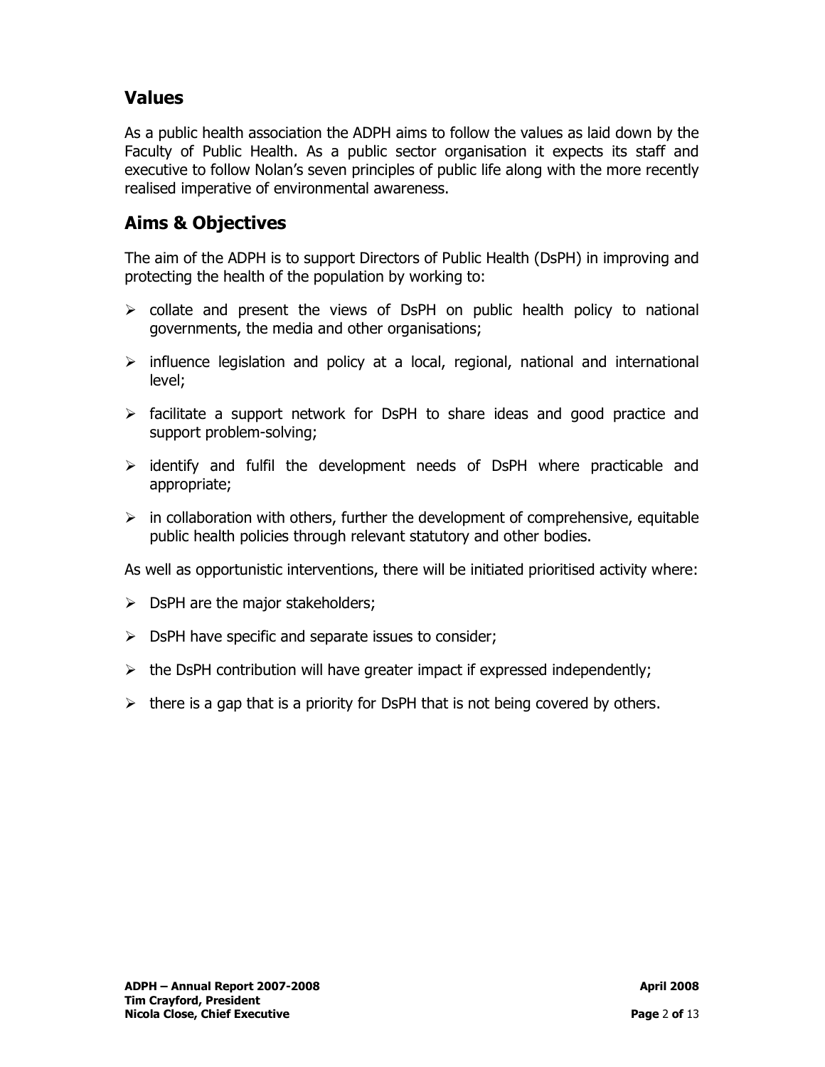## Values

As a public health association the ADPH aims to follow the values as laid down by the Faculty of Public Health. As a public sector organisation it expects its staff and executive to follow Nolan's seven principles of public life along with the more recently realised imperative of environmental awareness.

## Aims & Objectives

The aim of the ADPH is to support Directors of Public Health (DsPH) in improving and protecting the health of the population by working to:

- collate and present the views of DsPH on public health policy to national governments, the media and other organisations;
- influence legislation and policy at a local, regional, national and international level;
- facilitate a support network for DsPH to share ideas and good practice and support problem-solving;
- identify and fulfil the development needs of DsPH where practicable and appropriate;
- in collaboration with others, further the development of comprehensive, equitable public health policies through relevant statutory and other bodies.

As well as opportunistic interventions, there will be initiated prioritised activity where:

- DsPH are the major stakeholders;
- DsPH have specific and separate issues to consider;
- the DsPH contribution will have greater impact if expressed independently;
- there is a gap that is a priority for DsPH that is not being covered by others.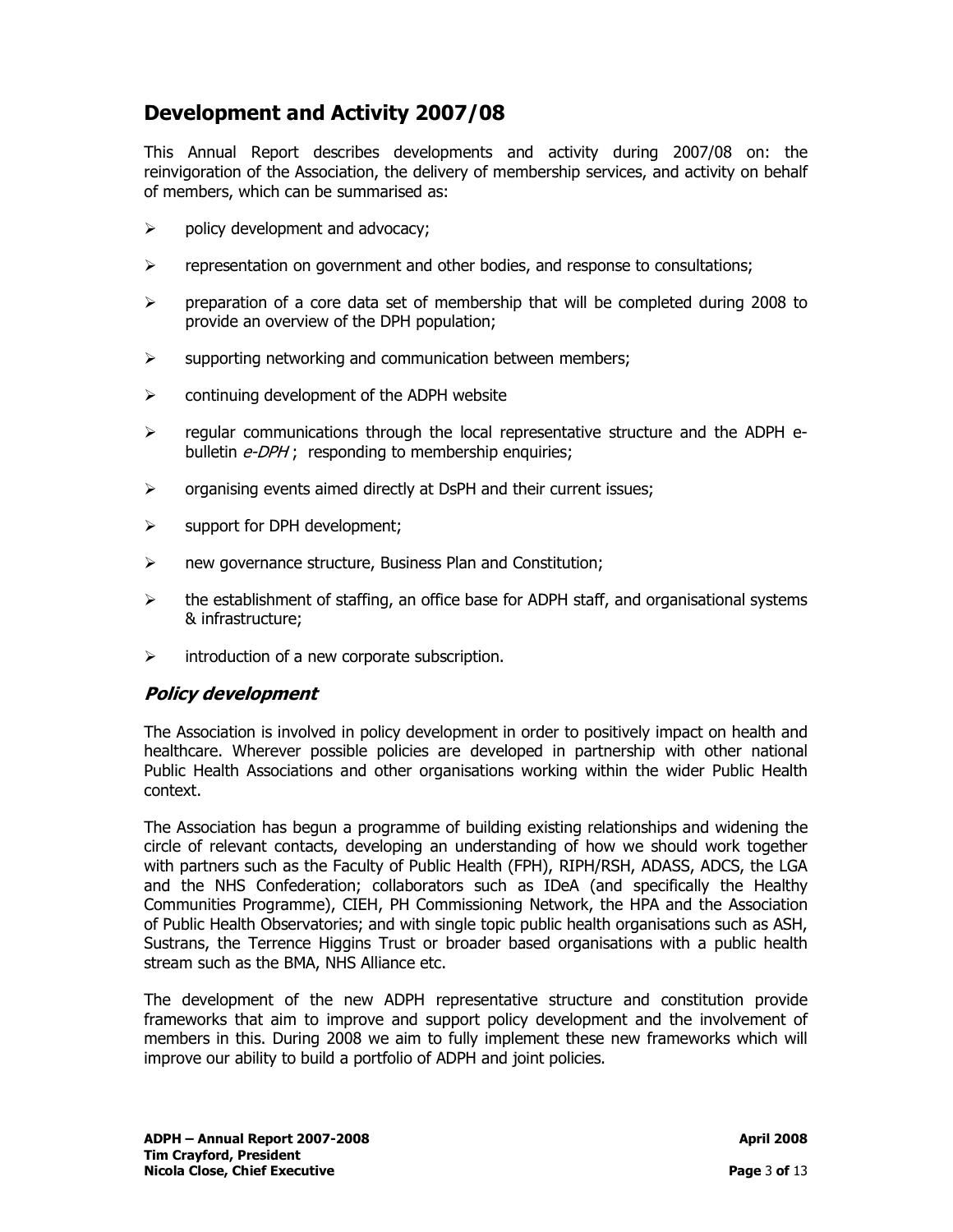## Development and Activity 2007/08

This Annual Report describes developments and activity during 2007/08 on: the reinvigoration of the Association, the delivery of membership services, and activity on behalf of members, which can be summarised as:

- policy development and advocacy;
- representation on government and other bodies, and response to consultations;
- preparation of a core data set of membership that will be completed during 2008 to provide an overview of the DPH population;
- supporting networking and communication between members;
- continuing development of the ADPH website
- regular communications through the local representative structure and the ADPH e-bulletin *e-DPH* ; responding to membership enquiries;
- organising events aimed directly at DsPH and their current issues;
- support for DPH development;
- new governance structure, Business Plan and Constitution;
- the establishment of staffing, an office base for ADPH staff, and organisational systems & infrastructure;
- introduction of a new corporate subscription.

### *Policy development*

The Association is involved in policy development in order to positively impact on health and healthcare. Wherever possible policies are developed in partnership with other national Public Health Associations and other organisations working within the wider Public Health context.

The Association has begun a programme of building existing relationships and widening the circle of relevant contacts, developing an understanding of how we should work together with partners such as the Faculty of Public Health (FPH), RIPH/RSH, ADASS, ADCS, the LGA and the NHS Confederation; collaborators such as IDeA (and specifically the Healthy Communities Programme), CIEH, PH Commissioning Network, the HPA and the Association of Public Health Observatories; and with single topic public health organisations such as ASH, Sustrans, the Terrence Higgins Trust or broader based organisations with a public health stream such as the BMA, NHS Alliance etc.

The development of the new ADPH representative structure and constitution provide frameworks that aim to improve and support policy development and the involvement of members in this. During 2008 we aim to fully implement these new frameworks which will improve our ability to build a portfolio of ADPH and joint policies.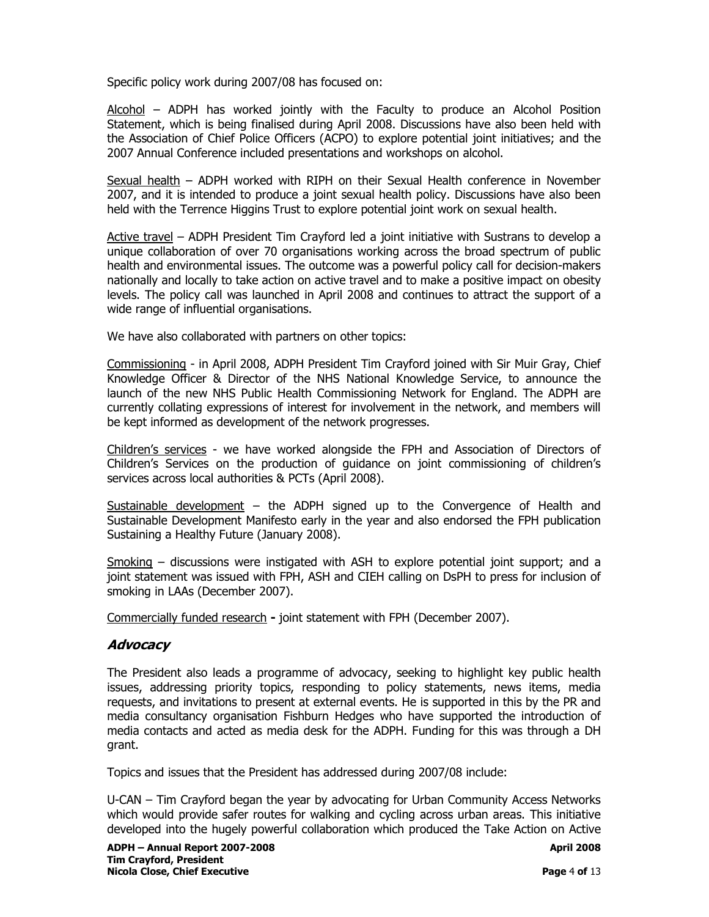Specific policy work during 2007/08 has focused on:

Alcohol – ADPH has worked jointly with the Faculty to produce an Alcohol Position Statement, which is being finalised during April 2008. Discussions have also been held with the Association of Chief Police Officers (ACPO) to explore potential joint initiatives; and the 2007 Annual Conference included presentations and workshops on alcohol.

Sexual health – ADPH worked with RIPH on their Sexual Health conference in November 2007, and it is intended to produce a joint sexual health policy. Discussions have also been held with the Terrence Higgins Trust to explore potential joint work on sexual health.

Active travel – ADPH President Tim Crayford led a joint initiative with Sustrans to develop a unique collaboration of over 70 organisations working across the broad spectrum of public health and environmental issues. The outcome was a powerful policy call for decision-makers nationally and locally to take action on active travel and to make a positive impact on obesity levels. The policy call was launched in April 2008 and continues to attract the support of a wide range of influential organisations.

We have also collaborated with partners on other topics:

Commissioning - in April 2008, ADPH President Tim Crayford joined with Sir Muir Gray, Chief Knowledge Officer & Director of the NHS National Knowledge Service, to announce the launch of the new NHS Public Health Commissioning Network for England. The ADPH are currently collating expressions of interest for involvement in the network, and members will be kept informed as development of the network progresses.

Children's services - we have worked alongside the FPH and Association of Directors of Children's Services on the production of guidance on joint commissioning of children's services across local authorities & PCTs (April 2008).

Sustainable development – the ADPH signed up to the Convergence of Health and Sustainable Development Manifesto early in the year and also endorsed the FPH publication Sustaining a Healthy Future (January 2008).

Smoking – discussions were instigated with ASH to explore potential joint support; and a joint statement was issued with FPH, ASH and CIEH calling on DsPH to press for inclusion of smoking in LAAs (December 2007).

Commercially funded research **-** joint statement with FPH (December 2007).

## ***Advocacy***

The President also leads a programme of advocacy, seeking to highlight key public health issues, addressing priority topics, responding to policy statements, news items, media requests, and invitations to present at external events. He is supported in this by the PR and media consultancy organisation Fishburn Hedges who have supported the introduction of media contacts and acted as media desk for the ADPH. Funding for this was through a DH grant.

Topics and issues that the President has addressed during 2007/08 include:

U-CAN – Tim Crayford began the year by advocating for Urban Community Access Networks which would provide safer routes for walking and cycling across urban areas. This initiative developed into the hugely powerful collaboration which produced the Take Action on Active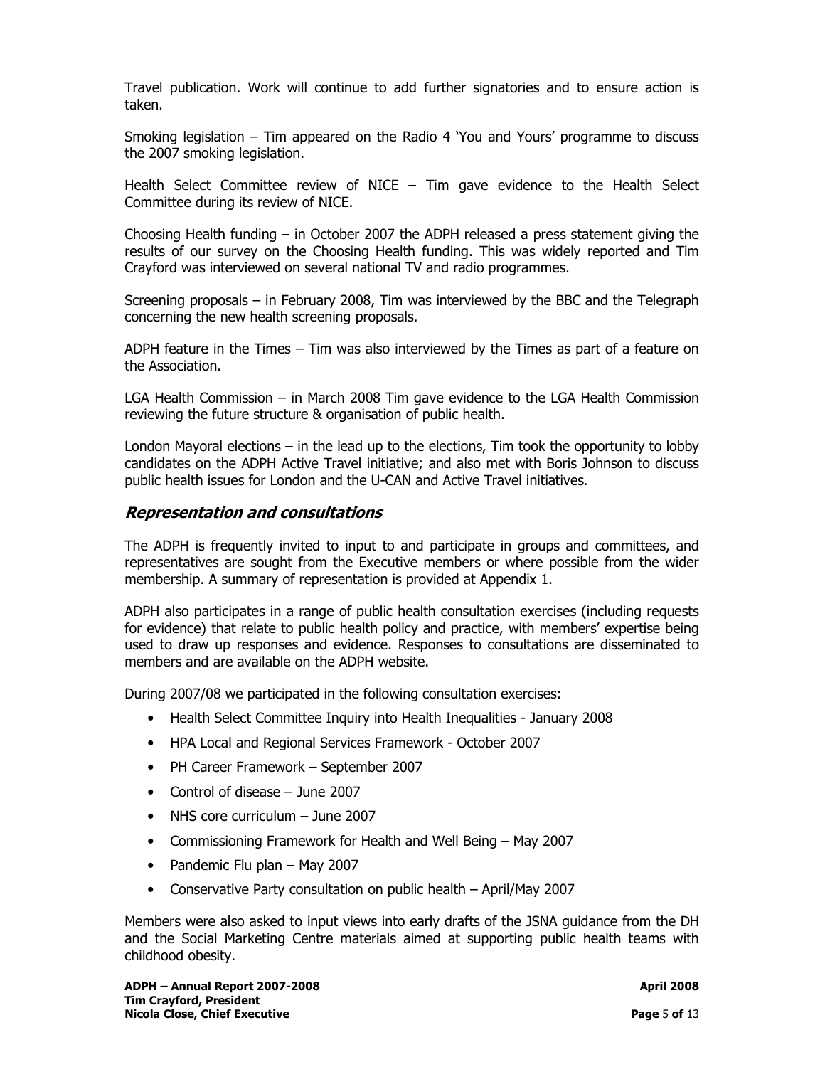Travel publication. Work will continue to add further signatories and to ensure action is taken.

Smoking legislation – Tim appeared on the Radio 4 'You and Yours' programme to discuss the 2007 smoking legislation.

Health Select Committee review of NICE – Tim gave evidence to the Health Select Committee during its review of NICE.

Choosing Health funding – in October 2007 the ADPH released a press statement giving the results of our survey on the Choosing Health funding. This was widely reported and Tim Crayford was interviewed on several national TV and radio programmes.

Screening proposals – in February 2008, Tim was interviewed by the BBC and the Telegraph concerning the new health screening proposals.

ADPH feature in the Times – Tim was also interviewed by the Times as part of a feature on the Association.

LGA Health Commission – in March 2008 Tim gave evidence to the LGA Health Commission reviewing the future structure & organisation of public health.

London Mayoral elections – in the lead up to the elections, Tim took the opportunity to lobby candidates on the ADPH Active Travel initiative; and also met with Boris Johnson to discuss public health issues for London and the U-CAN and Active Travel initiatives.

## *Representation and consultations*

The ADPH is frequently invited to input to and participate in groups and committees, and representatives are sought from the Executive members or where possible from the wider membership. A summary of representation is provided at Appendix 1.

ADPH also participates in a range of public health consultation exercises (including requests for evidence) that relate to public health policy and practice, with members' expertise being used to draw up responses and evidence. Responses to consultations are disseminated to members and are available on the ADPH website.

During 2007/08 we participated in the following consultation exercises:

- Health Select Committee Inquiry into Health Inequalities - January 2008
- HPA Local and Regional Services Framework - October 2007
- PH Career Framework – September 2007
- Control of disease – June 2007
- NHS core curriculum – June 2007
- Commissioning Framework for Health and Well Being – May 2007
- Pandemic Flu plan – May 2007
- Conservative Party consultation on public health – April/May 2007

Members were also asked to input views into early drafts of the JSNA guidance from the DH and the Social Marketing Centre materials aimed at supporting public health teams with childhood obesity.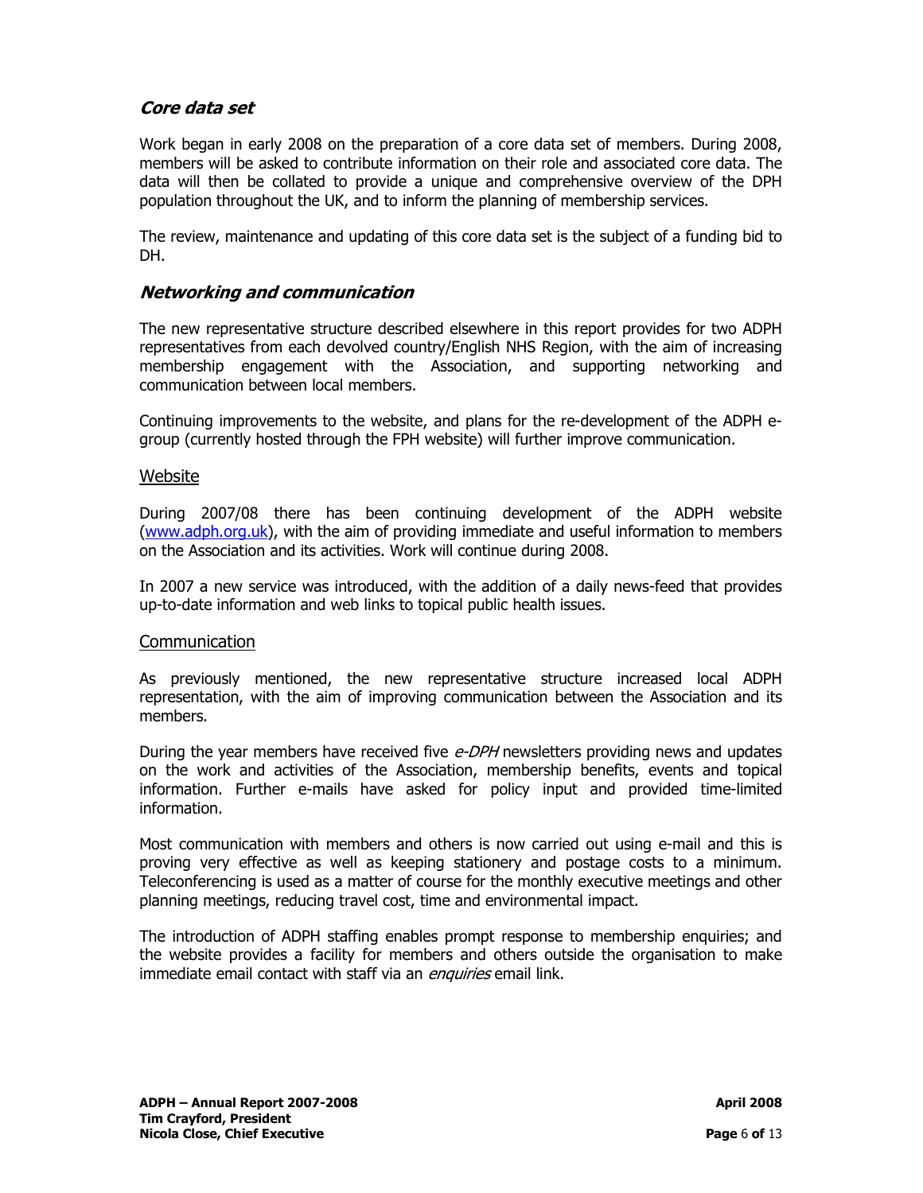## *Core data set*

Work began in early 2008 on the preparation of a core data set of members. During 2008, members will be asked to contribute information on their role and associated core data. The data will then be collated to provide a unique and comprehensive overview of the DPH population throughout the UK, and to inform the planning of membership services.

The review, maintenance and updating of this core data set is the subject of a funding bid to DH.

## *Networking and communication*

The new representative structure described elsewhere in this report provides for two ADPH representatives from each devolved country/English NHS Region, with the aim of increasing membership engagement with the Association, and supporting networking and communication between local members.

Continuing improvements to the website, and plans for the re-development of the ADPH e-group (currently hosted through the FPH website) will further improve communication.

### Website

During 2007/08 there has been continuing development of the ADPH website (www.adph.org.uk), with the aim of providing immediate and useful information to members on the Association and its activities. Work will continue during 2008.

In 2007 a new service was introduced, with the addition of a daily news-feed that provides up-to-date information and web links to topical public health issues.

### Communication

As previously mentioned, the new representative structure increased local ADPH representation, with the aim of improving communication between the Association and its members.

During the year members have received five *e-DPH* newsletters providing news and updates on the work and activities of the Association, membership benefits, events and topical information. Further e-mails have asked for policy input and provided time-limited information.

Most communication with members and others is now carried out using e-mail and this is proving very effective as well as keeping stationery and postage costs to a minimum. Teleconferencing is used as a matter of course for the monthly executive meetings and other planning meetings, reducing travel cost, time and environmental impact.

The introduction of ADPH staffing enables prompt response to membership enquiries; and the website provides a facility for members and others outside the organisation to make immediate email contact with staff via an *enquiries* email link.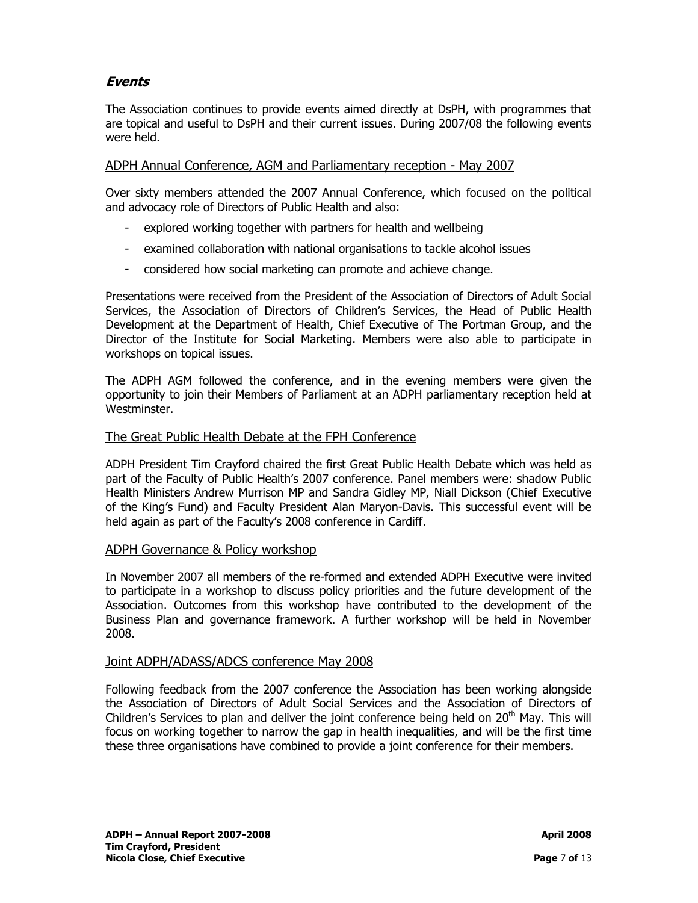## *Events*

The Association continues to provide events aimed directly at DsPH, with programmes that are topical and useful to DsPH and their current issues. During 2007/08 the following events were held.

### ADPH Annual Conference, AGM and Parliamentary reception - May 2007

Over sixty members attended the 2007 Annual Conference, which focused on the political and advocacy role of Directors of Public Health and also:

- explored working together with partners for health and wellbeing
- examined collaboration with national organisations to tackle alcohol issues
- considered how social marketing can promote and achieve change.

Presentations were received from the President of the Association of Directors of Adult Social Services, the Association of Directors of Children's Services, the Head of Public Health Development at the Department of Health, Chief Executive of The Portman Group, and the Director of the Institute for Social Marketing. Members were also able to participate in workshops on topical issues.

The ADPH AGM followed the conference, and in the evening members were given the opportunity to join their Members of Parliament at an ADPH parliamentary reception held at Westminster.

### The Great Public Health Debate at the FPH Conference

ADPH President Tim Crayford chaired the first Great Public Health Debate which was held as part of the Faculty of Public Health's 2007 conference. Panel members were: shadow Public Health Ministers Andrew Murrison MP and Sandra Gidley MP, Niall Dickson (Chief Executive of the King's Fund) and Faculty President Alan Maryon-Davis. This successful event will be held again as part of the Faculty's 2008 conference in Cardiff.

### ADPH Governance & Policy workshop

In November 2007 all members of the re-formed and extended ADPH Executive were invited to participate in a workshop to discuss policy priorities and the future development of the Association. Outcomes from this workshop have contributed to the development of the Business Plan and governance framework. A further workshop will be held in November 2008.

### Joint ADPH/ADASS/ADCS conference May 2008

Following feedback from the 2007 conference the Association has been working alongside the Association of Directors of Adult Social Services and the Association of Directors of Children's Services to plan and deliver the joint conference being held on 20th May. This will focus on working together to narrow the gap in health inequalities, and will be the first time these three organisations have combined to provide a joint conference for their members.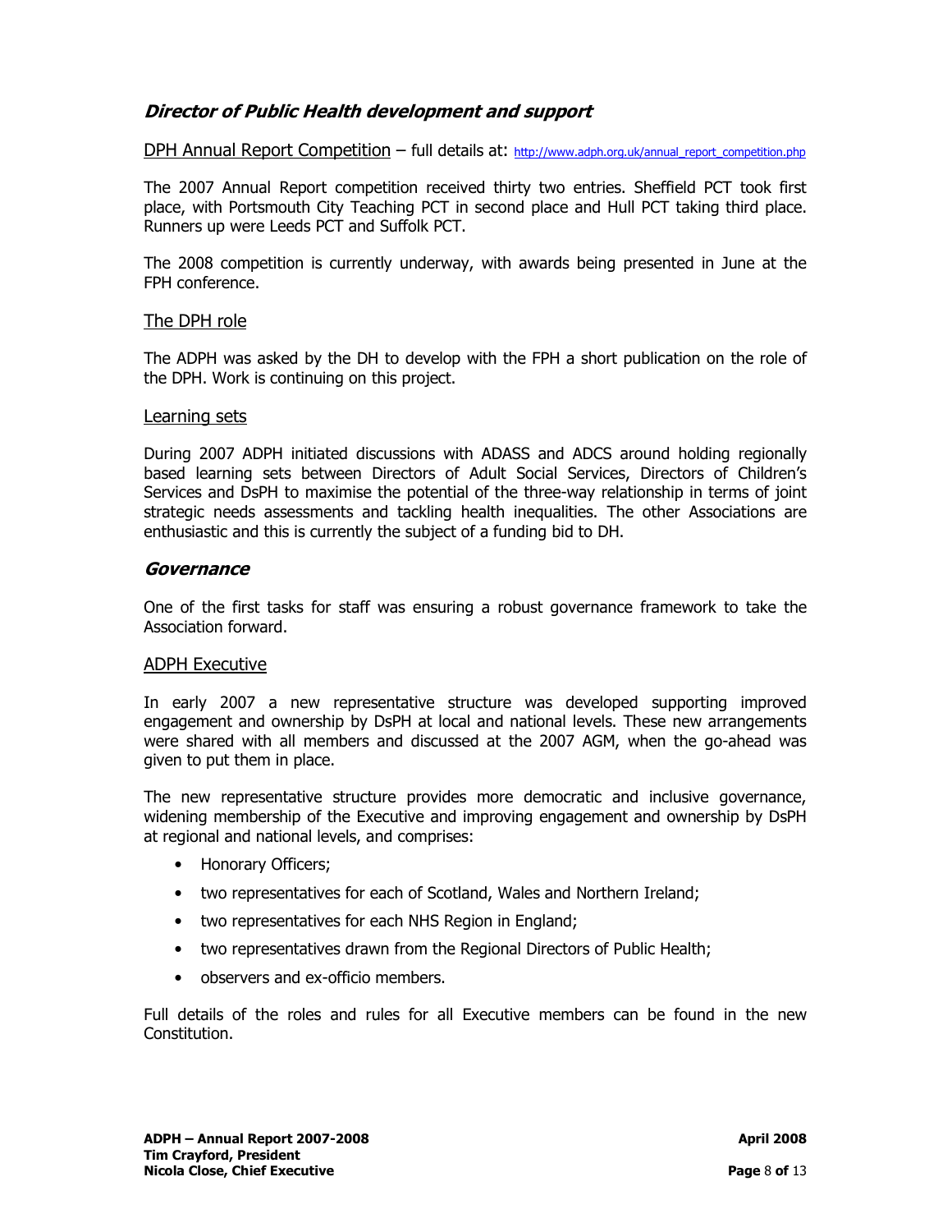## *Director of Public Health development and support*

DPH Annual Report Competition – full details at: http://www.adph.org.uk/annual_report_competition.php

The 2007 Annual Report competition received thirty two entries. Sheffield PCT took first place, with Portsmouth City Teaching PCT in second place and Hull PCT taking third place. Runners up were Leeds PCT and Suffolk PCT.

The 2008 competition is currently underway, with awards being presented in June at the FPH conference.

### The DPH role

The ADPH was asked by the DH to develop with the FPH a short publication on the role of the DPH. Work is continuing on this project.

### Learning sets

During 2007 ADPH initiated discussions with ADASS and ADCS around holding regionally based learning sets between Directors of Adult Social Services, Directors of Children's Services and DsPH to maximise the potential of the three-way relationship in terms of joint strategic needs assessments and tackling health inequalities. The other Associations are enthusiastic and this is currently the subject of a funding bid to DH.

## *Governance*

One of the first tasks for staff was ensuring a robust governance framework to take the Association forward.

### ADPH Executive

In early 2007 a new representative structure was developed supporting improved engagement and ownership by DsPH at local and national levels. These new arrangements were shared with all members and discussed at the 2007 AGM, when the go-ahead was given to put them in place.

The new representative structure provides more democratic and inclusive governance, widening membership of the Executive and improving engagement and ownership by DsPH at regional and national levels, and comprises:

- Honorary Officers;
- two representatives for each of Scotland, Wales and Northern Ireland;
- two representatives for each NHS Region in England;
- two representatives drawn from the Regional Directors of Public Health;
- observers and ex-officio members.

Full details of the roles and rules for all Executive members can be found in the new Constitution.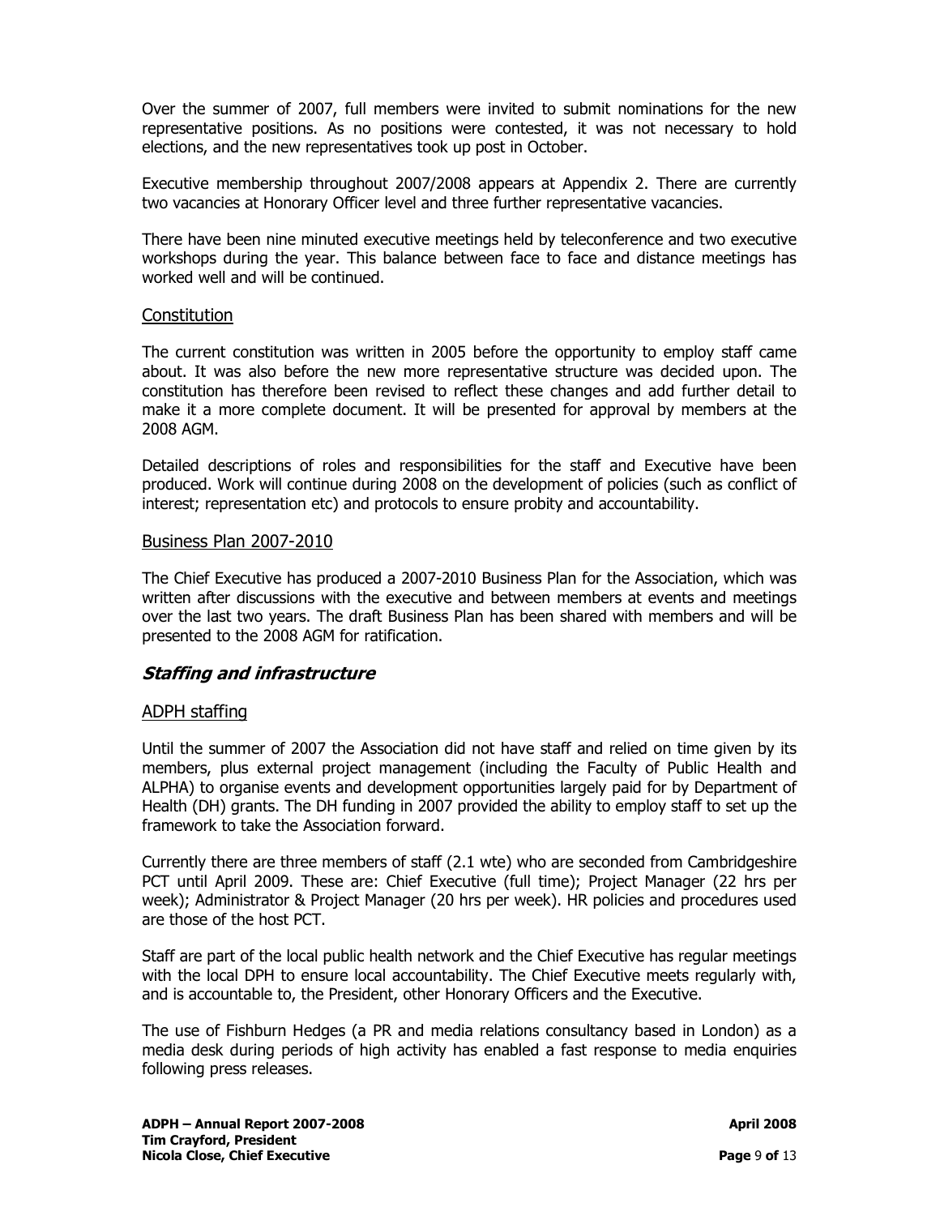Over the summer of 2007, full members were invited to submit nominations for the new representative positions. As no positions were contested, it was not necessary to hold elections, and the new representatives took up post in October.

Executive membership throughout 2007/2008 appears at Appendix 2. There are currently two vacancies at Honorary Officer level and three further representative vacancies.

There have been nine minuted executive meetings held by teleconference and two executive workshops during the year. This balance between face to face and distance meetings has worked well and will be continued.

### Constitution

The current constitution was written in 2005 before the opportunity to employ staff came about. It was also before the new more representative structure was decided upon. The constitution has therefore been revised to reflect these changes and add further detail to make it a more complete document. It will be presented for approval by members at the 2008 AGM.

Detailed descriptions of roles and responsibilities for the staff and Executive have been produced. Work will continue during 2008 on the development of policies (such as conflict of interest; representation etc) and protocols to ensure probity and accountability.

### Business Plan 2007-2010

The Chief Executive has produced a 2007-2010 Business Plan for the Association, which was written after discussions with the executive and between members at events and meetings over the last two years. The draft Business Plan has been shared with members and will be presented to the 2008 AGM for ratification.

## *Staffing and infrastructure*

### ADPH staffing

Until the summer of 2007 the Association did not have staff and relied on time given by its members, plus external project management (including the Faculty of Public Health and ALPHA) to organise events and development opportunities largely paid for by Department of Health (DH) grants. The DH funding in 2007 provided the ability to employ staff to set up the framework to take the Association forward.

Currently there are three members of staff (2.1 wte) who are seconded from Cambridgeshire PCT until April 2009. These are: Chief Executive (full time); Project Manager (22 hrs per week); Administrator & Project Manager (20 hrs per week). HR policies and procedures used are those of the host PCT.

Staff are part of the local public health network and the Chief Executive has regular meetings with the local DPH to ensure local accountability. The Chief Executive meets regularly with, and is accountable to, the President, other Honorary Officers and the Executive.

The use of Fishburn Hedges (a PR and media relations consultancy based in London) as a media desk during periods of high activity has enabled a fast response to media enquiries following press releases.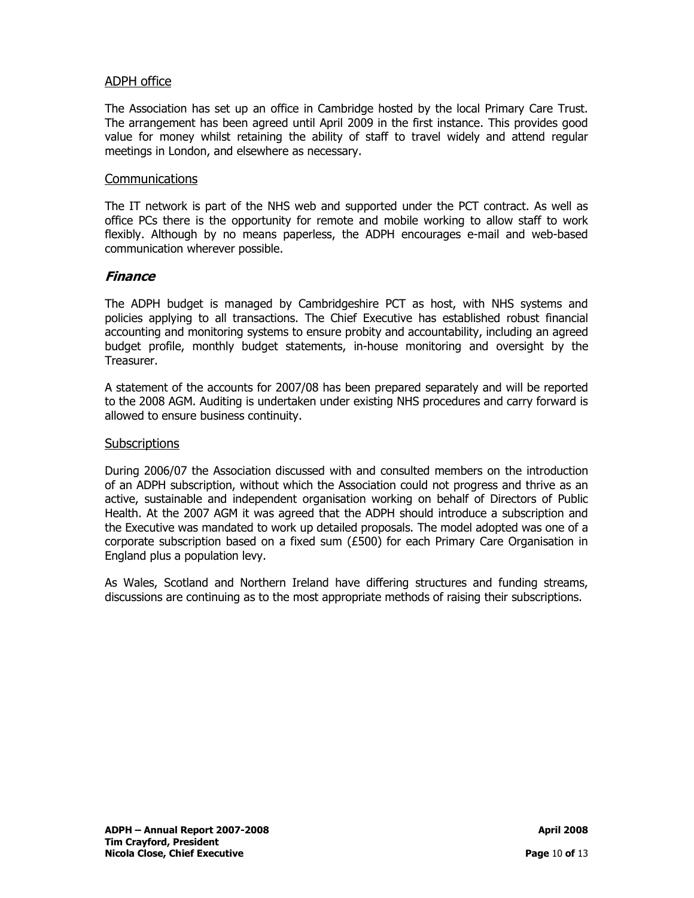### ADPH office

The Association has set up an office in Cambridge hosted by the local Primary Care Trust. The arrangement has been agreed until April 2009 in the first instance. This provides good value for money whilst retaining the ability of staff to travel widely and attend regular meetings in London, and elsewhere as necessary.

### Communications

The IT network is part of the NHS web and supported under the PCT contract. As well as office PCs there is the opportunity for remote and mobile working to allow staff to work flexibly. Although by no means paperless, the ADPH encourages e-mail and web-based communication wherever possible.

## *Finance*

The ADPH budget is managed by Cambridgeshire PCT as host, with NHS systems and policies applying to all transactions. The Chief Executive has established robust financial accounting and monitoring systems to ensure probity and accountability, including an agreed budget profile, monthly budget statements, in-house monitoring and oversight by the Treasurer.

A statement of the accounts for 2007/08 has been prepared separately and will be reported to the 2008 AGM. Auditing is undertaken under existing NHS procedures and carry forward is allowed to ensure business continuity.

### Subscriptions

During 2006/07 the Association discussed with and consulted members on the introduction of an ADPH subscription, without which the Association could not progress and thrive as an active, sustainable and independent organisation working on behalf of Directors of Public Health. At the 2007 AGM it was agreed that the ADPH should introduce a subscription and the Executive was mandated to work up detailed proposals. The model adopted was one of a corporate subscription based on a fixed sum (£500) for each Primary Care Organisation in England plus a population levy.

As Wales, Scotland and Northern Ireland have differing structures and funding streams, discussions are continuing as to the most appropriate methods of raising their subscriptions.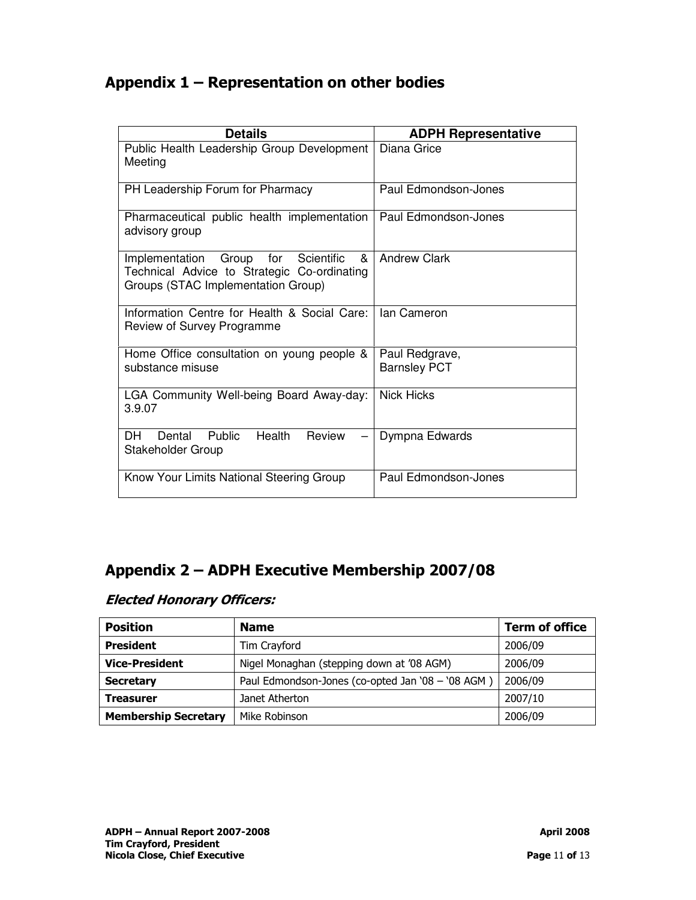## Appendix 1 – Representation on other bodies

| Details | ADPH Representative |
|---|---|
| Public Health Leadership Group Development Meeting | Diana Grice |
| PH Leadership Forum for Pharmacy | Paul Edmondson-Jones |
| Pharmaceutical public health implementation advisory group | Paul Edmondson-Jones |
| Implementation Group for Scientific & Technical Advice to Strategic Co-ordinating Groups (STAC Implementation Group) | Andrew Clark |
| Information Centre for Health & Social Care: Review of Survey Programme | Ian Cameron |
| Home Office consultation on young people & substance misuse | Paul Redgrave, Barnsley PCT |
| LGA Community Well-being Board Away-day: 3.9.07 | Nick Hicks |
| DH Dental Public Health Review – Stakeholder Group | Dympna Edwards |
| Know Your Limits National Steering Group | Paul Edmondson-Jones |

## Appendix 2 – ADPH Executive Membership 2007/08

### *Elected Honorary Officers:*

| Position | Name | Term of office |
|---|---|---|
| **President** | Tim Crayford | 2006/09 |
| **Vice-President** | Nigel Monaghan (stepping down at '08 AGM) | 2006/09 |
| **Secretary** | Paul Edmondson-Jones (co-opted Jan '08 – '08 AGM ) | 2006/09 |
| **Treasurer** | Janet Atherton | 2007/10 |
| **Membership Secretary** | Mike Robinson | 2006/09 |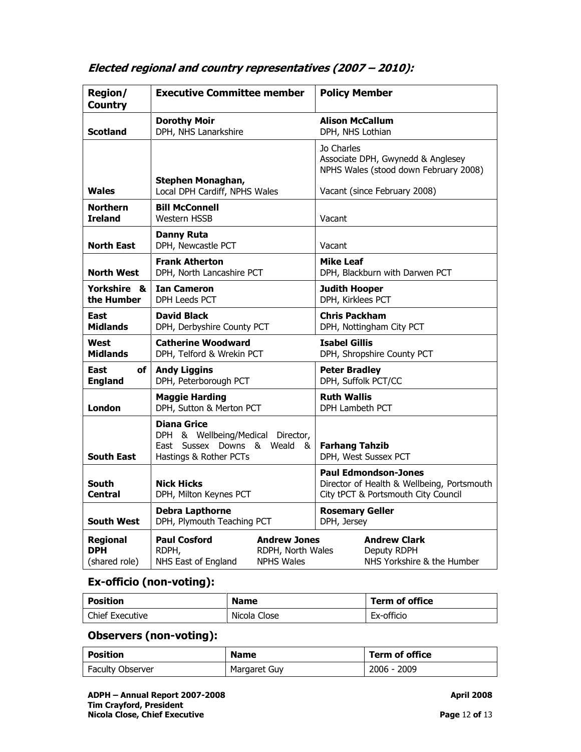## *Elected regional and country representatives (2007 – 2010):*

| Region/ Country | Executive Committee member | Policy Member |
|---|---|---|
| **Scotland** | **Dorothy Moir**<br>DPH, NHS Lanarkshire | **Alison McCallum**<br>DPH, NHS Lothian |
| **Wales** | **Stephen Monaghan,**<br>Local DPH Cardiff, NPHS Wales | Jo Charles<br>Associate DPH, Gwynedd & Anglesey NPHS Wales (stood down February 2008)<br><br>Vacant (since February 2008) |
| **Northern Ireland** | **Bill McConnell**<br>Western HSSB | Vacant |
| **North East** | **Danny Ruta**<br>DPH, Newcastle PCT | Vacant |
| **North West** | **Frank Atherton**<br>DPH, North Lancashire PCT | **Mike Leaf**<br>DPH, Blackburn with Darwen PCT |
| **Yorkshire & the Humber** | **Ian Cameron**<br>DPH Leeds PCT | **Judith Hooper**<br>DPH, Kirklees PCT |
| **East Midlands** | **David Black**<br>DPH, Derbyshire County PCT | **Chris Packham**<br>DPH, Nottingham City PCT |
| **West Midlands** | **Catherine Woodward**<br>DPH, Telford & Wrekin PCT | **Isabel Gillis**<br>DPH, Shropshire County PCT |
| **East of England** | **Andy Liggins**<br>DPH, Peterborough PCT | **Peter Bradley**<br>DPH, Suffolk PCT/CC |
| **London** | **Maggie Harding**<br>DPH, Sutton & Merton PCT | **Ruth Wallis**<br>DPH Lambeth PCT |
| **South East** | **Diana Grice**<br>DPH & Wellbeing/Medical Director, East Sussex Downs & Weald & Hastings & Rother PCTs | **Farhang Tahzib**<br>DPH, West Sussex PCT |
| **South Central** | **Nick Hicks**<br>DPH, Milton Keynes PCT | **Paul Edmondson-Jones**<br>Director of Health & Wellbeing, Portsmouth City tPCT & Portsmouth City Council |
| **South West** | **Debra Lapthorne**<br>DPH, Plymouth Teaching PCT | **Rosemary Geller**<br>DPH, Jersey |
| **Regional DPH** (shared role) | **Paul Cosford**<br>RDPH,<br>NHS East of England<br><br>**Andrew Jones**<br>RDPH, North Wales<br>NPHS Wales | **Andrew Clark**<br>Deputy RDPH<br>NHS Yorkshire & the Humber |

### Ex-officio (non-voting):

| Position | Name | Term of office |
|---|---|---|
| Chief Executive | Nicola Close | Ex-officio |

### Observers (non-voting):

| Position | Name | Term of office |
|---|---|---|
| Faculty Observer | Margaret Guy | 2006 - 2009 |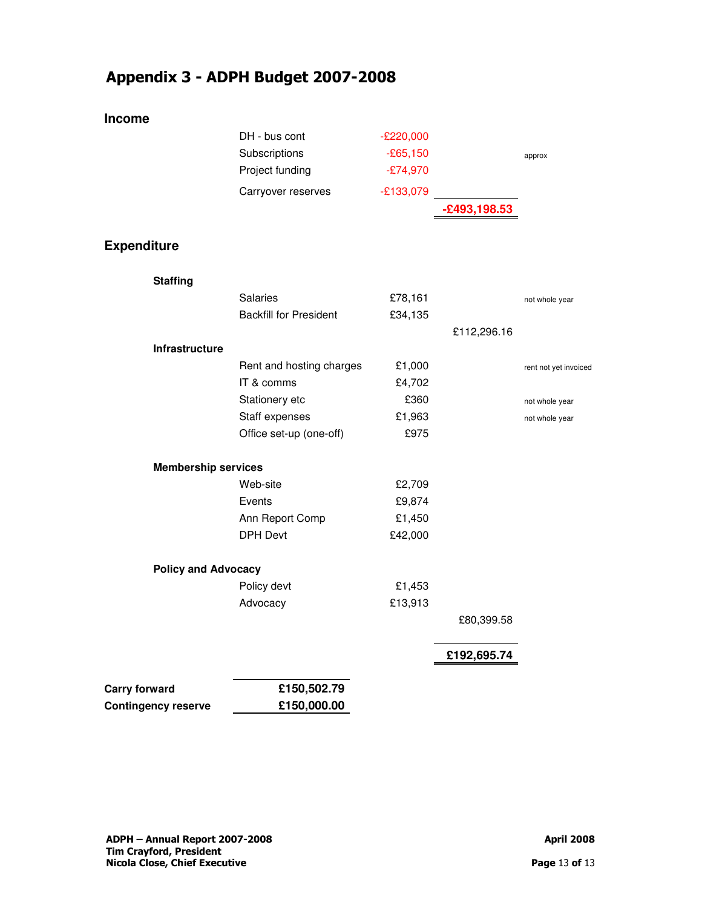# Appendix 3 - ADPH Budget 2007-2008

## Income

| | | | | |
|---|---|---|---|---|
| | DH - bus cont | -£220,000 | | |
| | Subscriptions | -£65,150 | | approx |
| | Project funding | -£74,970 | | |
| | Carryover reserves | -£133,079 | | |
| | | | **-£493,198.53** | |

## Expenditure

| | | | | |
|---|---|---|---|---|
| **Staffing** | | | | |
| | Salaries | £78,161 | | not whole year |
| | Backfill for President | £34,135 | | |
| | | | £112,296.16 | |
| **Infrastructure** | | | | |
| | Rent and hosting charges | £1,000 | | rent not yet invoiced |
| | IT & comms | £4,702 | | |
| | Stationery etc | £360 | | not whole year |
| | Staff expenses | £1,963 | | not whole year |
| | Office set-up (one-off) | £975 | | |
| **Membership services** | | | | |
| | Web-site | £2,709 | | |
| | Events | £9,874 | | |
| | Ann Report Comp | £1,450 | | |
| | DPH Devt | £42,000 | | |
| **Policy and Advocacy** | | | | |
| | Policy devt | £1,453 | | |
| | Advocacy | £13,913 | | |
| | | | £80,399.58 | |
| | | | **£192,695.74** | |

| | |
|---|---|
| **Carry forward** | **£150,502.79** |
| **Contingency reserve** | **£150,000.00** |

**ADPH – Annual Report 2007-2008**
**Tim Crayford, President**
**Nicola Close, Chief Executive**

**April 2008**